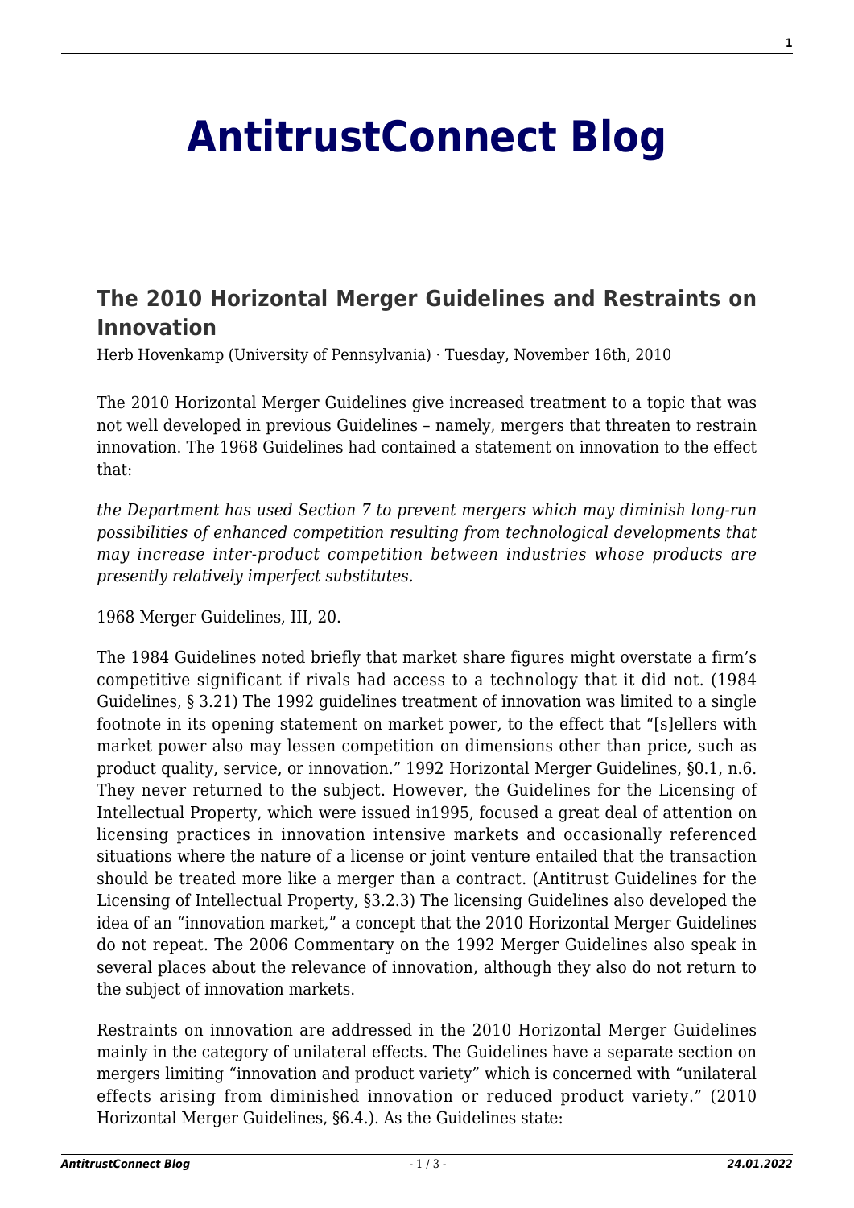# AntitrustConnect Blog

## The 2010 Horizontal Merger Guidelines and Restraints on Innovation

Herb Hovenkamp (University of Pennsylvania) · Tuesday, November 16th, 2010

The 2010 Horizontal Merger Guidelines give increased treatment to a topic that was not well developed in previous Guidelines – namely, mergers that threaten to restrain innovation. The 1968 Guidelines had contained a statement on innovation to the effect that:

*the Department has used Section 7 to prevent mergers which may diminish long-run possibilities of enhanced competition resulting from technological developments that may increase inter-product competition between industries whose products are presently relatively imperfect substitutes.*

1968 Merger Guidelines, III, 20.

The 1984 Guidelines noted briefly that market share figures might overstate a firm's competitive significant if rivals had access to a technology that it did not. (1984 Guidelines, § 3.21) The 1992 guidelines treatment of innovation was limited to a single footnote in its opening statement on market power, to the effect that "[s]ellers with market power also may lessen competition on dimensions other than price, such as product quality, service, or innovation." 1992 Horizontal Merger Guidelines, §0.1, n.6. They never returned to the subject. However, the Guidelines for the Licensing of Intellectual Property, which were issued in1995, focused a great deal of attention on licensing practices in innovation intensive markets and occasionally referenced situations where the nature of a license or joint venture entailed that the transaction should be treated more like a merger than a contract. (Antitrust Guidelines for the Licensing of Intellectual Property, §3.2.3) The licensing Guidelines also developed the idea of an "innovation market," a concept that the 2010 Horizontal Merger Guidelines do not repeat. The 2006 Commentary on the 1992 Merger Guidelines also speak in several places about the relevance of innovation, although they also do not return to the subject of innovation markets.

Restraints on innovation are addressed in the 2010 Horizontal Merger Guidelines mainly in the category of unilateral effects. The Guidelines have a separate section on mergers limiting "innovation and product variety" which is concerned with "unilateral effects arising from diminished innovation or reduced product variety." (2010 Horizontal Merger Guidelines, §6.4.). As the Guidelines state: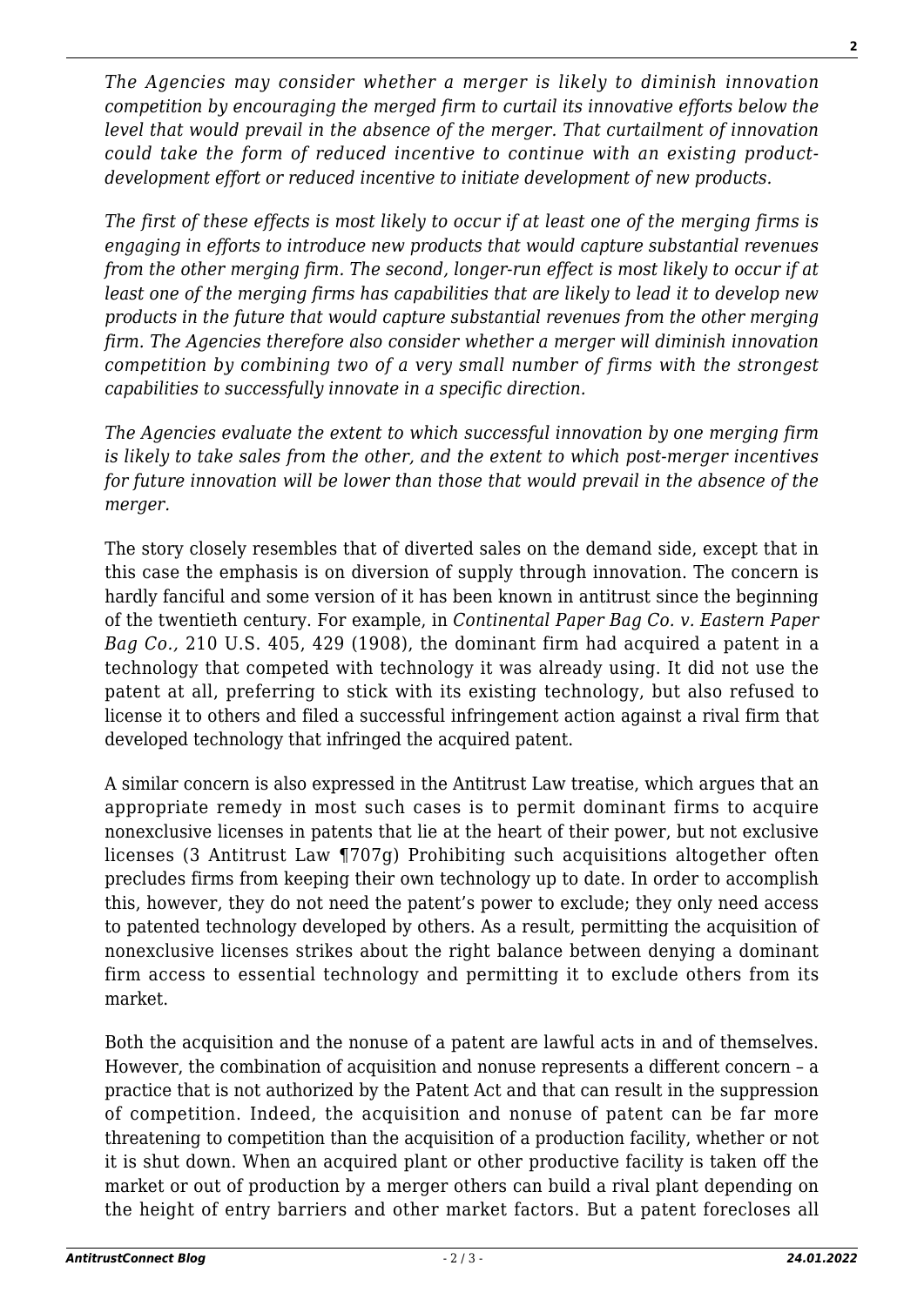*The Agencies may consider whether a merger is likely to diminish innovation competition by encouraging the merged firm to curtail its innovative efforts below the level that would prevail in the absence of the merger. That curtailment of innovation could take the form of reduced incentive to continue with an existing product-development effort or reduced incentive to initiate development of new products.*

*The first of these effects is most likely to occur if at least one of the merging firms is engaging in efforts to introduce new products that would capture substantial revenues from the other merging firm. The second, longer-run effect is most likely to occur if at least one of the merging firms has capabilities that are likely to lead it to develop new products in the future that would capture substantial revenues from the other merging firm. The Agencies therefore also consider whether a merger will diminish innovation competition by combining two of a very small number of firms with the strongest capabilities to successfully innovate in a specific direction.*

*The Agencies evaluate the extent to which successful innovation by one merging firm is likely to take sales from the other, and the extent to which post-merger incentives for future innovation will be lower than those that would prevail in the absence of the merger.*

The story closely resembles that of diverted sales on the demand side, except that in this case the emphasis is on diversion of supply through innovation. The concern is hardly fanciful and some version of it has been known in antitrust since the beginning of the twentieth century. For example, in *Continental Paper Bag Co. v. Eastern Paper Bag Co.,* 210 U.S. 405, 429 (1908), the dominant firm had acquired a patent in a technology that competed with technology it was already using. It did not use the patent at all, preferring to stick with its existing technology, but also refused to license it to others and filed a successful infringement action against a rival firm that developed technology that infringed the acquired patent.

A similar concern is also expressed in the Antitrust Law treatise, which argues that an appropriate remedy in most such cases is to permit dominant firms to acquire nonexclusive licenses in patents that lie at the heart of their power, but not exclusive licenses (3 Antitrust Law ¶707g) Prohibiting such acquisitions altogether often precludes firms from keeping their own technology up to date. In order to accomplish this, however, they do not need the patent's power to exclude; they only need access to patented technology developed by others. As a result, permitting the acquisition of nonexclusive licenses strikes about the right balance between denying a dominant firm access to essential technology and permitting it to exclude others from its market.

Both the acquisition and the nonuse of a patent are lawful acts in and of themselves. However, the combination of acquisition and nonuse represents a different concern – a practice that is not authorized by the Patent Act and that can result in the suppression of competition. Indeed, the acquisition and nonuse of patent can be far more threatening to competition than the acquisition of a production facility, whether or not it is shut down. When an acquired plant or other productive facility is taken off the market or out of production by a merger others can build a rival plant depending on the height of entry barriers and other market factors. But a patent forecloses all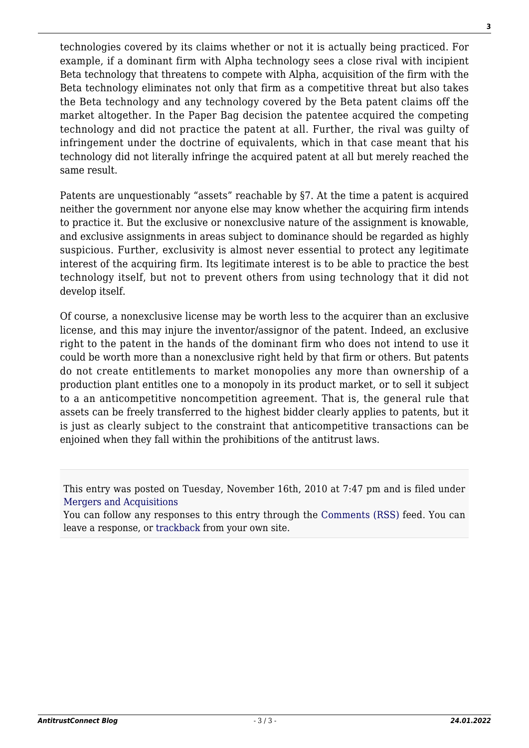technologies covered by its claims whether or not it is actually being practiced. For example, if a dominant firm with Alpha technology sees a close rival with incipient Beta technology that threatens to compete with Alpha, acquisition of the firm with the Beta technology eliminates not only that firm as a competitive threat but also takes the Beta technology and any technology covered by the Beta patent claims off the market altogether. In the Paper Bag decision the patentee acquired the competing technology and did not practice the patent at all. Further, the rival was guilty of infringement under the doctrine of equivalents, which in that case meant that his technology did not literally infringe the acquired patent at all but merely reached the same result.

Patents are unquestionably "assets" reachable by §7. At the time a patent is acquired neither the government nor anyone else may know whether the acquiring firm intends to practice it. But the exclusive or nonexclusive nature of the assignment is knowable, and exclusive assignments in areas subject to dominance should be regarded as highly suspicious. Further, exclusivity is almost never essential to protect any legitimate interest of the acquiring firm. Its legitimate interest is to be able to practice the best technology itself, but not to prevent others from using technology that it did not develop itself.

Of course, a nonexclusive license may be worth less to the acquirer than an exclusive license, and this may injure the inventor/assignor of the patent. Indeed, an exclusive right to the patent in the hands of the dominant firm who does not intend to use it could be worth more than a nonexclusive right held by that firm or others. But patents do not create entitlements to market monopolies any more than ownership of a production plant entitles one to a monopoly in its product market, or to sell it subject to a an anticompetitive noncompetition agreement. That is, the general rule that assets can be freely transferred to the highest bidder clearly applies to patents, but it is just as clearly subject to the constraint that anticompetitive transactions can be enjoined when they fall within the prohibitions of the antitrust laws.

This entry was posted on Tuesday, November 16th, 2010 at 7:47 pm and is filed under Mergers and Acquisitions
You can follow any responses to this entry through the Comments (RSS) feed. You can leave a response, or trackback from your own site.